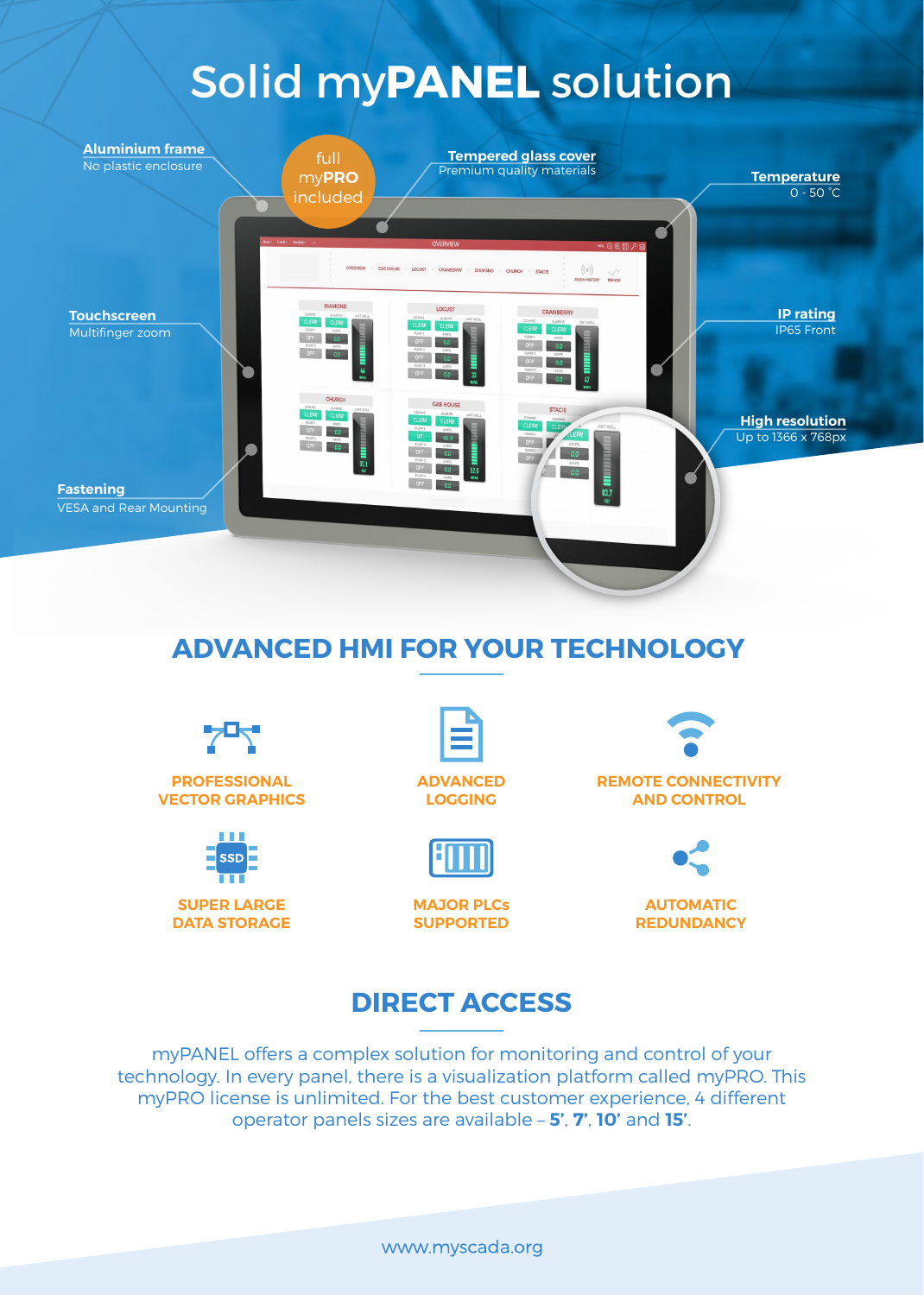# Solid myPANEL solution

full myPRO included

**Aluminium frame**
No plastic enclosure

**Tempered glass cover**
Premium quality materials

**Temperature**
0 - 50 °C

**Touchscreen**
Multifinger zoom

**IP rating**
IP65 Front

**High resolution**
Up to 1366 x 768px

**Fastening**
VESA and Rear Mounting

## ADVANCED HMI FOR YOUR TECHNOLOGY

- PROFESSIONAL VECTOR GRAPHICS
- ADVANCED LOGGING
- REMOTE CONNECTIVITY AND CONTROL
- SUPER LARGE DATA STORAGE
- MAJOR PLCs SUPPORTED
- AUTOMATIC REDUNDANCY

## DIRECT ACCESS

myPANEL offers a complex solution for monitoring and control of your technology. In every panel, there is a visualization platform called myPRO. This myPRO license is unlimited. For the best customer experience, 4 different operator panels sizes are available – **5'**, **7'**, **10'** and **15'**.

www.myscada.org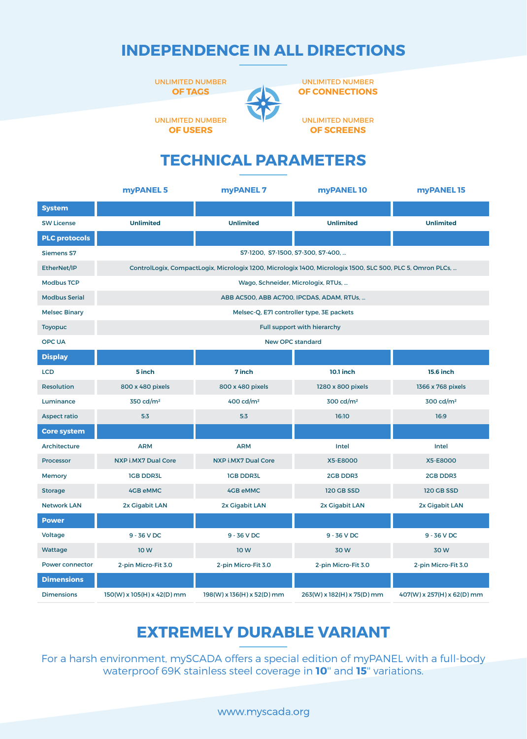# INDEPENDENCE IN ALL DIRECTIONS

UNLIMITED NUMBER **OF TAGS**

UNLIMITED NUMBER **OF CONNECTIONS**

UNLIMITED NUMBER **OF USERS**

UNLIMITED NUMBER **OF SCREENS**

# TECHNICAL PARAMETERS

| | myPANEL 5 | myPANEL 7 | myPANEL 10 | myPANEL 15 |
|---|---|---|---|---|
| **System** | | | | |
| SW License | **Unlimited** | **Unlimited** | **Unlimited** | **Unlimited** |
| **PLC protocols** | | | | |
| Siemens S7 | S7-1200, S7-1500, S7-300, S7-400, ... | | | |
| EtherNet/IP | ControlLogix, CompactLogix, Micrologix 1200, Micrologix 1400, Micrologix 1500, SLC 500, PLC 5, Omron PLCs, ... | | | |
| Modbus TCP | Wago, Schneider, Micrologix, RTUs, ... | | | |
| Modbus Serial | ABB AC500, ABB AC700, IPCDAS, ADAM, RTUs, ... | | | |
| Melsec Binary | Melsec-Q, E71 controller type, 3E packets | | | |
| Toyopuc | Full support with hierarchy | | | |
| OPC UA | New OPC standard | | | |
| **Display** | | | | |
| LCD | **5 inch** | **7 inch** | **10.1 inch** | **15.6 inch** |
| Resolution | 800 x 480 pixels | 800 x 480 pixels | 1280 x 800 pixels | 1366 x 768 pixels |
| Luminance | 350 cd/m² | 400 cd/m² | 300 cd/m² | 300 cd/m² |
| Aspect ratio | 5:3 | 5:3 | 16:10 | 16:9 |
| **Core system** | | | | |
| Architecture | ARM | ARM | Intel | Intel |
| Processor | NXP i.MX7 Dual Core | NXP i.MX7 Dual Core | X5-E8000 | X5-E8000 |
| Memory | 1GB DDR3L | 1GB DDR3L | 2GB DDR3 | 2GB DDR3 |
| Storage | 4GB eMMC | 4GB eMMC | 120 GB SSD | 120 GB SSD |
| Network LAN | 2x Gigabit LAN | 2x Gigabit LAN | 2x Gigabit LAN | 2x Gigabit LAN |
| **Power** | | | | |
| Voltage | 9 - 36 V DC | 9 - 36 V DC | 9 - 36 V DC | 9 - 36 V DC |
| Wattage | 10 W | 10 W | 30 W | 30 W |
| Power connector | 2-pin Micro-Fit 3.0 | 2-pin Micro-Fit 3.0 | 2-pin Micro-Fit 3.0 | 2-pin Micro-Fit 3.0 |
| **Dimensions** | | | | |
| Dimensions | 150(W) x 105(H) x 42(D) mm | 198(W) x 136(H) x 52(D) mm | 263(W) x 182(H) x 75(D) mm | 407(W) x 257(H) x 62(D) mm |

# EXTREMELY DURABLE VARIANT

For a harsh environment, mySCADA offers a special edition of myPANEL with a full-body waterproof 69K stainless steel coverage in **10**" and **15**" variations.

www.myscada.org